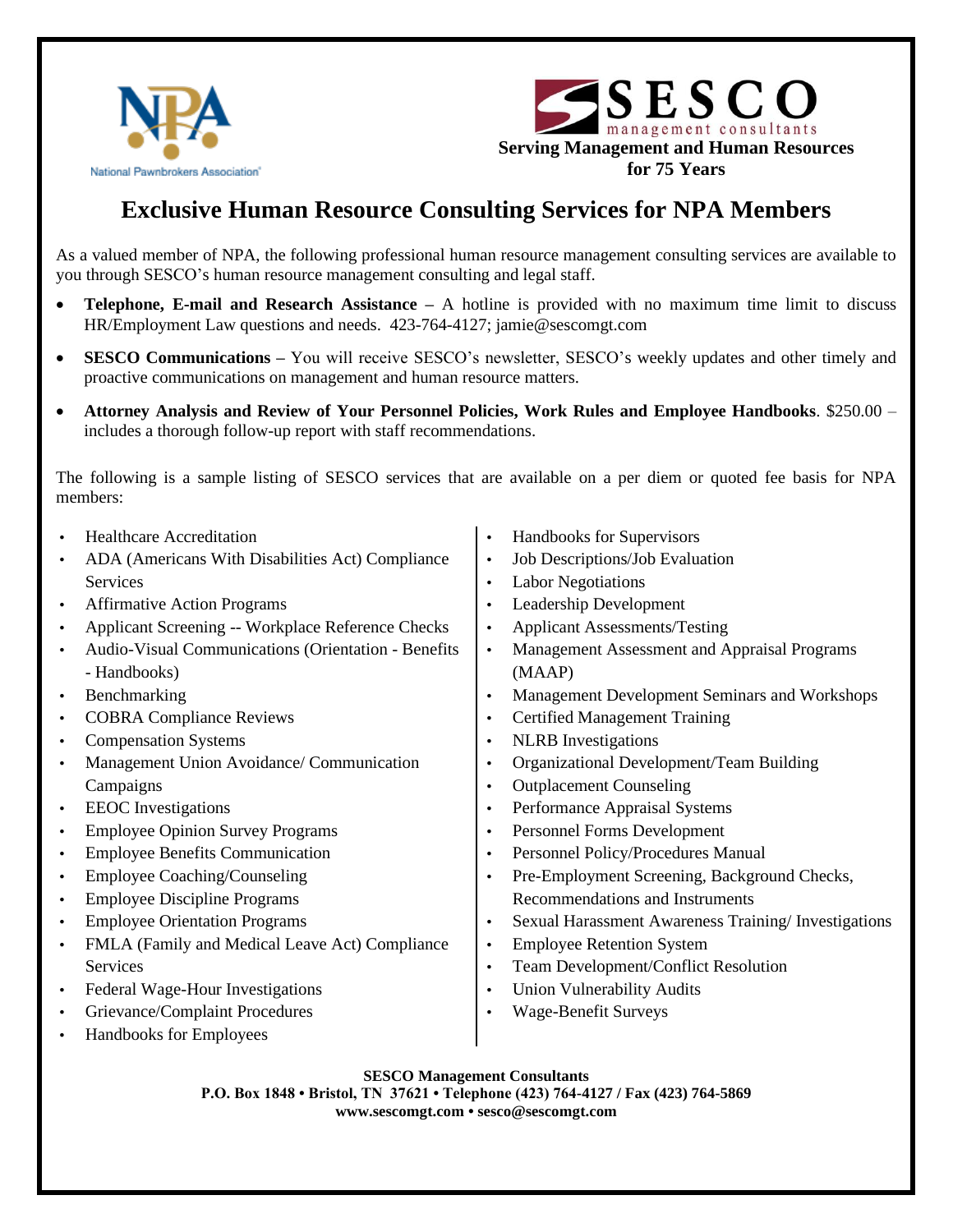National Pawnbrokers Association

**SESCO** management consultants

**Serving Management and Human Resources for 75 Years**

# Exclusive Human Resource Consulting Services for NPA Members

As a valued member of NPA, the following professional human resource management consulting services are available to you through SESCO's human resource management consulting and legal staff.

- **Telephone, E-mail and Research Assistance –** A hotline is provided with no maximum time limit to discuss HR/Employment Law questions and needs. 423-764-4127; jamie@sescomgt.com
- **SESCO Communications –** You will receive SESCO's newsletter, SESCO's weekly updates and other timely and proactive communications on management and human resource matters.
- **Attorney Analysis and Review of Your Personnel Policies, Work Rules and Employee Handbooks**. $250.00 – includes a thorough follow-up report with staff recommendations.

The following is a sample listing of SESCO services that are available on a per diem or quoted fee basis for NPA members:

- Healthcare Accreditation
- ADA (Americans With Disabilities Act) Compliance Services
- Affirmative Action Programs
- Applicant Screening -- Workplace Reference Checks
- Audio-Visual Communications (Orientation - Benefits - Handbooks)
- Benchmarking
- COBRA Compliance Reviews
- Compensation Systems
- Management Union Avoidance/ Communication Campaigns
- EEOC Investigations
- Employee Opinion Survey Programs
- Employee Benefits Communication
- Employee Coaching/Counseling
- Employee Discipline Programs
- Employee Orientation Programs
- FMLA (Family and Medical Leave Act) Compliance Services
- Federal Wage-Hour Investigations
- Grievance/Complaint Procedures
- Handbooks for Employees
- Handbooks for Supervisors
- Job Descriptions/Job Evaluation
- Labor Negotiations
- Leadership Development
- Applicant Assessments/Testing
- Management Assessment and Appraisal Programs (MAAP)
- Management Development Seminars and Workshops
- Certified Management Training
- NLRB Investigations
- Organizational Development/Team Building
- Outplacement Counseling
- Performance Appraisal Systems
- Personnel Forms Development
- Personnel Policy/Procedures Manual
- Pre-Employment Screening, Background Checks, Recommendations and Instruments
- Sexual Harassment Awareness Training/ Investigations
- Employee Retention System
- Team Development/Conflict Resolution
- Union Vulnerability Audits
- Wage-Benefit Surveys

**SESCO Management Consultants**
**P.O. Box 1848 • Bristol, TN 37621 • Telephone (423) 764-4127 / Fax (423) 764-5869**
**www.sescomgt.com • sesco@sescomgt.com**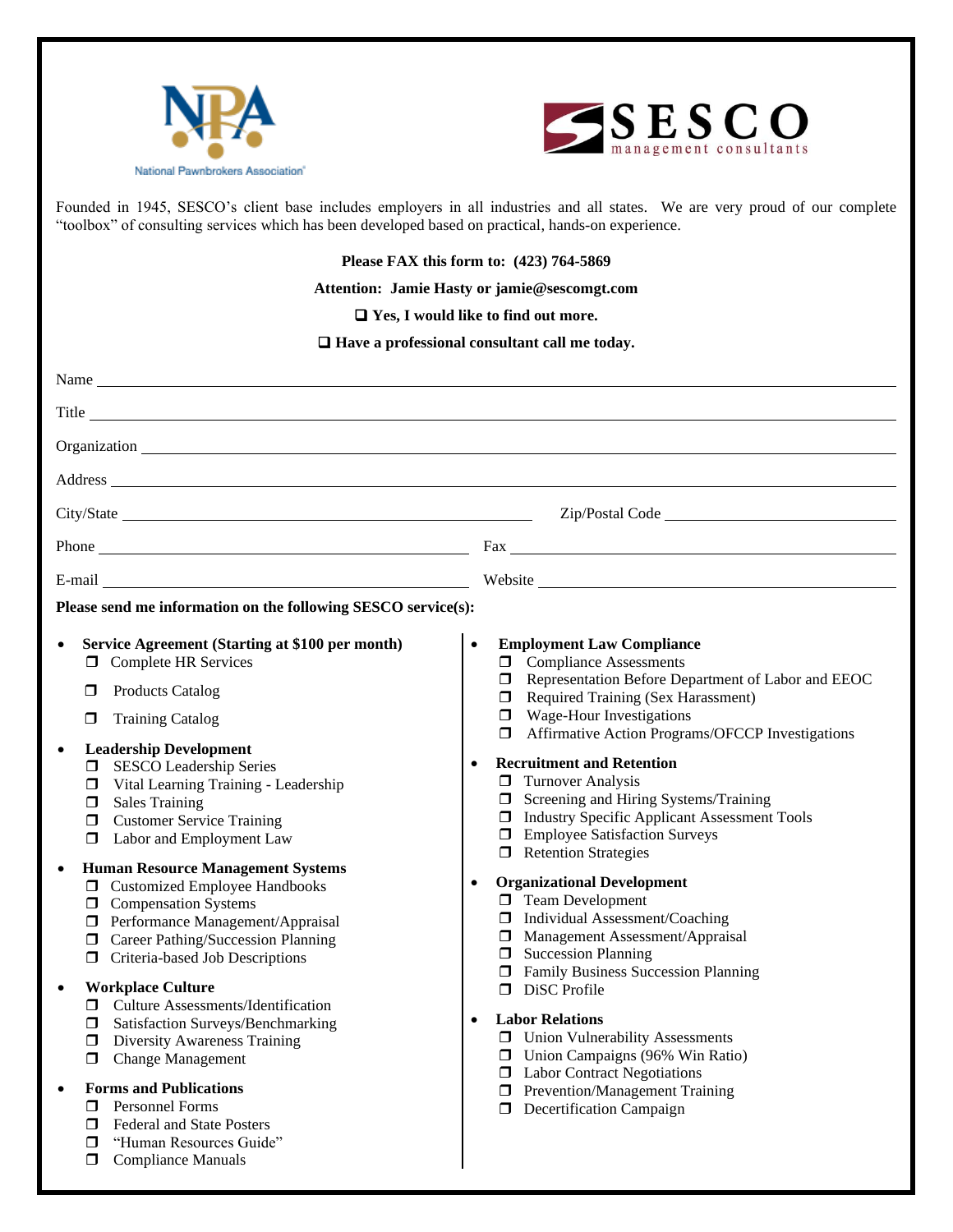National Pawnbrokers Association

SESCO management consultants

Founded in 1945, SESCO's client base includes employers in all industries and all states. We are very proud of our complete "toolbox" of consulting services which has been developed based on practical, hands-on experience.

**Please FAX this form to: (423) 764-5869**

**Attention: Jamie Hasty or jamie@sescomgt.com**

❑ **Yes, I would like to find out more.**

❑ **Have a professional consultant call me today.**

Name ______________________________

Title ______________________________

Organization ______________________________

Address ______________________________

City/State ______________________________ Zip/Postal Code ______________________________

Phone ______________________________ Fax ______________________________

E-mail ______________________________ Website ______________________________

**Please send me information on the following SESCO service(s):**

- **Service Agreement (Starting at $100 per month)**
  - ❒ Complete HR Services
  - ❒ Products Catalog
  - ❒ Training Catalog
- **Leadership Development**
  - ❒ SESCO Leadership Series
  - ❒ Vital Learning Training - Leadership
  - ❒ Sales Training
  - ❒ Customer Service Training
  - ❒ Labor and Employment Law
- **Human Resource Management Systems**
  - ❒ Customized Employee Handbooks
  - ❒ Compensation Systems
  - ❒ Performance Management/Appraisal
  - ❒ Career Pathing/Succession Planning
  - ❒ Criteria-based Job Descriptions
- **Workplace Culture**
  - ❒ Culture Assessments/Identification
  - ❒ Satisfaction Surveys/Benchmarking
  - ❒ Diversity Awareness Training
  - ❒ Change Management
- **Forms and Publications**
  - ❒ Personnel Forms
  - ❒ Federal and State Posters
  - ❒ "Human Resources Guide"
  - ❒ Compliance Manuals
- **Employment Law Compliance**
  - ❒ Compliance Assessments
  - ❒ Representation Before Department of Labor and EEOC
  - ❒ Required Training (Sex Harassment)
  - ❒ Wage-Hour Investigations
  - ❒ Affirmative Action Programs/OFCCP Investigations
- **Recruitment and Retention**
  - ❒ Turnover Analysis
  - ❒ Screening and Hiring Systems/Training
  - ❒ Industry Specific Applicant Assessment Tools
  - ❒ Employee Satisfaction Surveys
  - ❒ Retention Strategies
- **Organizational Development**
  - ❒ Team Development
  - ❒ Individual Assessment/Coaching
  - ❒ Management Assessment/Appraisal
  - ❒ Succession Planning
  - ❒ Family Business Succession Planning
  - ❒ DiSC Profile
- **Labor Relations**
  - ❒ Union Vulnerability Assessments
  - ❒ Union Campaigns (96% Win Ratio)
  - ❒ Labor Contract Negotiations
  - ❒ Prevention/Management Training
  - ❒ Decertification Campaign